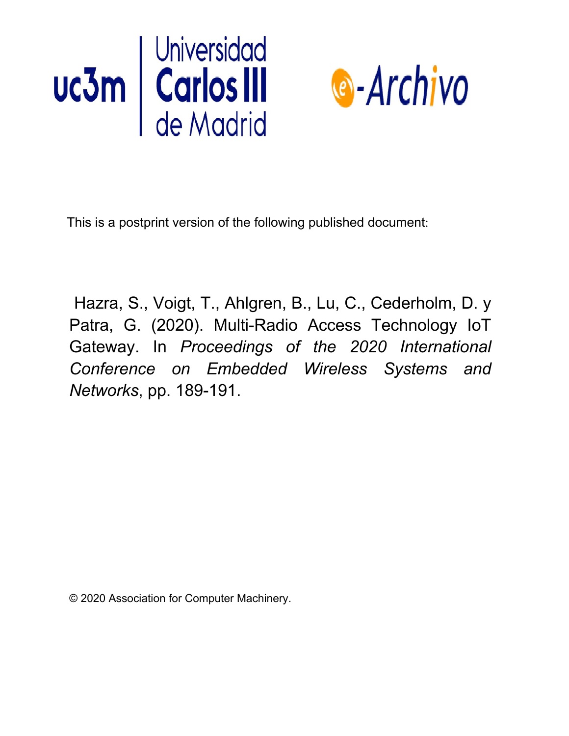This is a postprint version of the following published document:

Hazra, S., Voigt, T., Ahlgren, B., Lu, C., Cederholm, D. y Patra, G. (2020). Multi-Radio Access Technology IoT Gateway. In *Proceedings of the 2020 International Conference on Embedded Wireless Systems and Networks*, pp. 189-191.

© 2020 Association for Computer Machinery.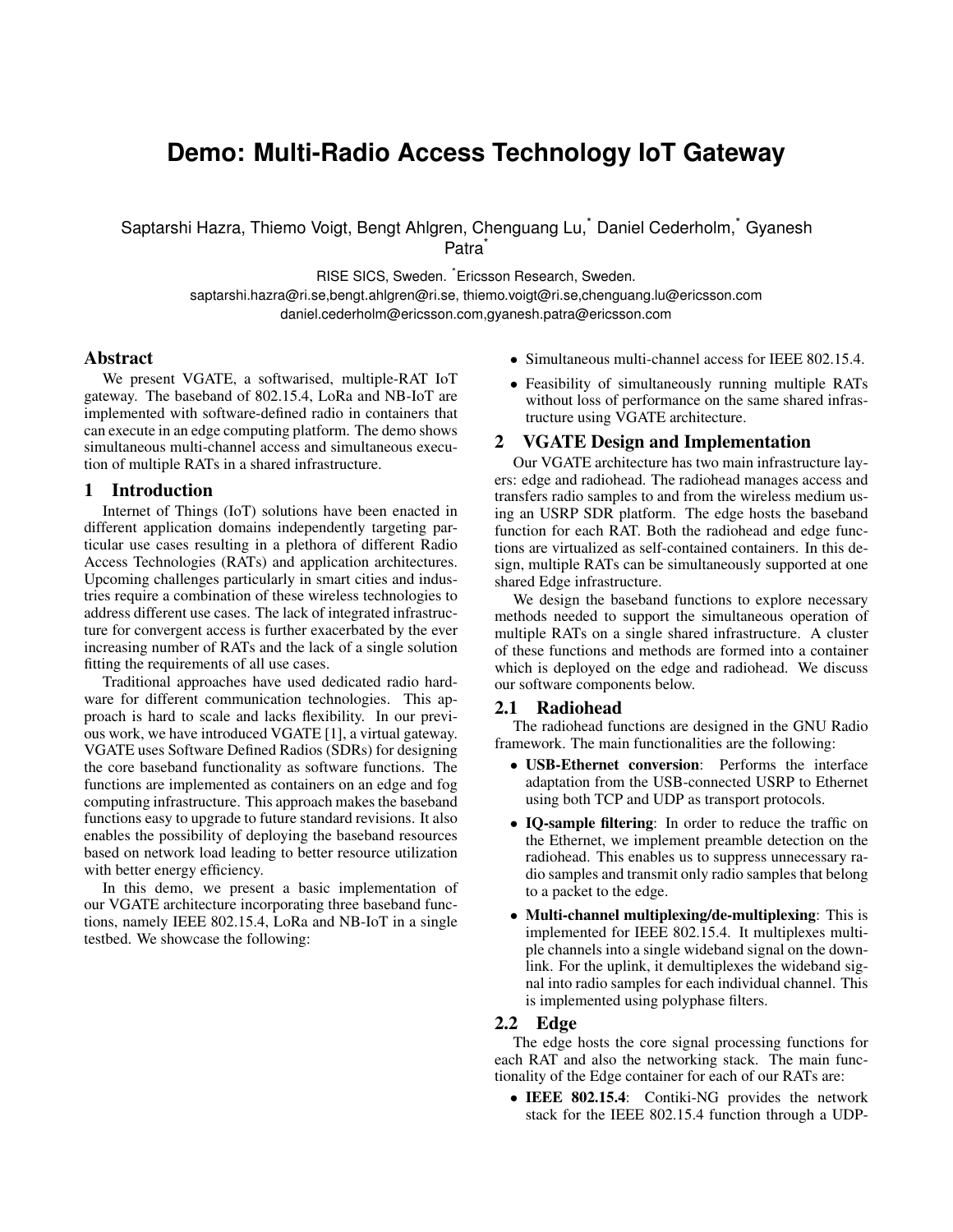# Demo: Multi-Radio Access Technology IoT Gateway

Saptarshi Hazra, Thiemo Voigt, Bengt Ahlgren, Chenguang Lu,* Daniel Cederholm,* Gyanesh Patra*

RISE SICS, Sweden. *Ericsson Research, Sweden.

saptarshi.hazra@ri.se,bengt.ahlgren@ri.se, thiemo.voigt@ri.se,chenguang.lu@ericsson.com
daniel.cederholm@ericsson.com,gyanesh.patra@ericsson.com

## Abstract

We present VGATE, a softwarised, multiple-RAT IoT gateway. The baseband of 802.15.4, LoRa and NB-IoT are implemented with software-defined radio in containers that can execute in an edge computing platform. The demo shows simultaneous multi-channel access and simultaneous execution of multiple RATs in a shared infrastructure.

## 1 Introduction

Internet of Things (IoT) solutions have been enacted in different application domains independently targeting particular use cases resulting in a plethora of different Radio Access Technologies (RATs) and application architectures. Upcoming challenges particularly in smart cities and industries require a combination of these wireless technologies to address different use cases. The lack of integrated infrastructure for convergent access is further exacerbated by the ever increasing number of RATs and the lack of a single solution fitting the requirements of all use cases.

Traditional approaches have used dedicated radio hardware for different communication technologies. This approach is hard to scale and lacks flexibility. In our previous work, we have introduced VGATE [1], a virtual gateway. VGATE uses Software Defined Radios (SDRs) for designing the core baseband functionality as software functions. The functions are implemented as containers on an edge and fog computing infrastructure. This approach makes the baseband functions easy to upgrade to future standard revisions. It also enables the possibility of deploying the baseband resources based on network load leading to better resource utilization with better energy efficiency.

In this demo, we present a basic implementation of our VGATE architecture incorporating three baseband functions, namely IEEE 802.15.4, LoRa and NB-IoT in a single testbed. We showcase the following:

- Simultaneous multi-channel access for IEEE 802.15.4.
- Feasibility of simultaneously running multiple RATs without loss of performance on the same shared infrastructure using VGATE architecture.

## 2 VGATE Design and Implementation

Our VGATE architecture has two main infrastructure layers: edge and radiohead. The radiohead manages access and transfers radio samples to and from the wireless medium using an USRP SDR platform. The edge hosts the baseband function for each RAT. Both the radiohead and edge functions are virtualized as self-contained containers. In this design, multiple RATs can be simultaneously supported at one shared Edge infrastructure.

We design the baseband functions to explore necessary methods needed to support the simultaneous operation of multiple RATs on a single shared infrastructure. A cluster of these functions and methods are formed into a container which is deployed on the edge and radiohead. We discuss our software components below.

### 2.1 Radiohead

The radiohead functions are designed in the GNU Radio framework. The main functionalities are the following:

- **USB-Ethernet conversion**: Performs the interface adaptation from the USB-connected USRP to Ethernet using both TCP and UDP as transport protocols.
- **IQ-sample filtering**: In order to reduce the traffic on the Ethernet, we implement preamble detection on the radiohead. This enables us to suppress unnecessary radio samples and transmit only radio samples that belong to a packet to the edge.
- **Multi-channel multiplexing/de-multiplexing**: This is implemented for IEEE 802.15.4. It multiplexes multiple channels into a single wideband signal on the downlink. For the uplink, it demultiplexes the wideband signal into radio samples for each individual channel. This is implemented using polyphase filters.

### 2.2 Edge

The edge hosts the core signal processing functions for each RAT and also the networking stack. The main functionality of the Edge container for each of our RATs are:

- **IEEE 802.15.4**: Contiki-NG provides the network stack for the IEEE 802.15.4 function through a UDP-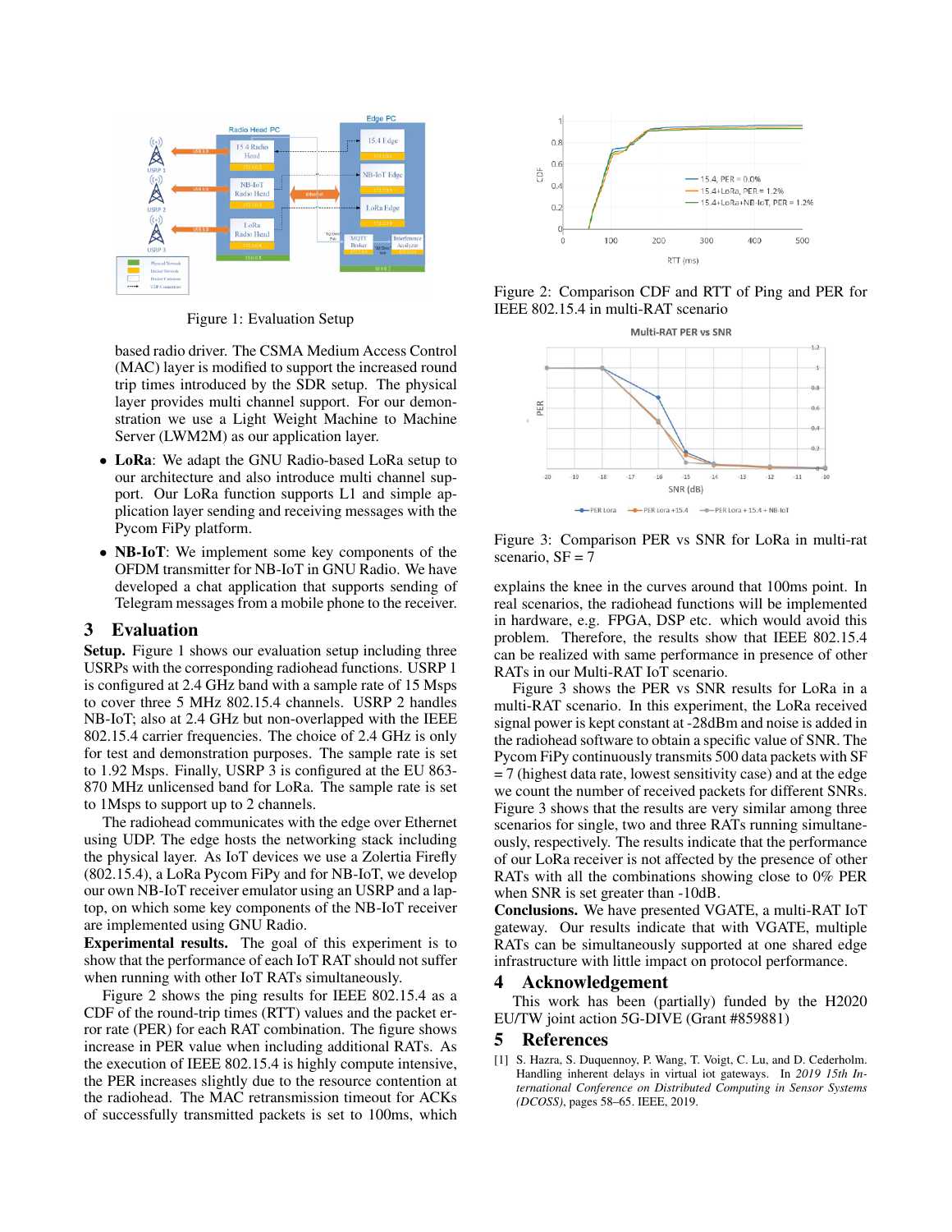Figure 1: Evaluation Setup

based radio driver. The CSMA Medium Access Control (MAC) layer is modified to support the increased round trip times introduced by the SDR setup. The physical layer provides multi channel support. For our demonstration we use a Light Weight Machine to Machine Server (LWM2M) as our application layer.

- **LoRa**: We adapt the GNU Radio-based LoRa setup to our architecture and also introduce multi channel support. Our LoRa function supports L1 and simple application layer sending and receiving messages with the Pycom FiPy platform.
- **NB-IoT**: We implement some key components of the OFDM transmitter for NB-IoT in GNU Radio. We have developed a chat application that supports sending of Telegram messages from a mobile phone to the receiver.

# 3 Evaluation

**Setup.** Figure 1 shows our evaluation setup including three USRPs with the corresponding radiohead functions. USRP 1 is configured at 2.4 GHz band with a sample rate of 15 Msps to cover three 5 MHz 802.15.4 channels. USRP 2 handles NB-IoT; also at 2.4 GHz but non-overlapped with the IEEE 802.15.4 carrier frequencies. The choice of 2.4 GHz is only for test and demonstration purposes. The sample rate is set to 1.92 Msps. Finally, USRP 3 is configured at the EU 863-870 MHz unlicensed band for LoRa. The sample rate is set to 1Msps to support up to 2 channels.

The radiohead communicates with the edge over Ethernet using UDP. The edge hosts the networking stack including the physical layer. As IoT devices we use a Zolertia Firefly (802.15.4), a LoRa Pycom FiPy and for NB-IoT, we develop our own NB-IoT receiver emulator using an USRP and a laptop, on which some key components of the NB-IoT receiver are implemented using GNU Radio.

**Experimental results.** The goal of this experiment is to show that the performance of each IoT RAT should not suffer when running with other IoT RATs simultaneously.

Figure 2 shows the ping results for IEEE 802.15.4 as a CDF of the round-trip times (RTT) values and the packet error rate (PER) for each RAT combination. The figure shows increase in PER value when including additional RATs. As the execution of IEEE 802.15.4 is highly compute intensive, the PER increases slightly due to the resource contention at the radiohead. The MAC retransmission timeout for ACKs of successfully transmitted packets is set to 100ms, which explains the knee in the curves around that 100ms point. In real scenarios, the radiohead functions will be implemented in hardware, e.g. FPGA, DSP etc. which would avoid this problem. Therefore, the results show that IEEE 802.15.4 can be realized with same performance in presence of other RATs in our Multi-RAT IoT scenario.

Figure 2: Comparison CDF and RTT of Ping and PER for IEEE 802.15.4 in multi-RAT scenario

Figure 3: Comparison PER vs SNR for LoRa in multi-rat scenario, SF = 7

Figure 3 shows the PER vs SNR results for LoRa in a multi-RAT scenario. In this experiment, the LoRa received signal power is kept constant at -28dBm and noise is added in the radiohead software to obtain a specific value of SNR. The Pycom FiPy continuously transmits 500 data packets with SF = 7 (highest data rate, lowest sensitivity case) and at the edge we count the number of received packets for different SNRs. Figure 3 shows that the results are very similar among three scenarios for single, two and three RATs running simultaneously, respectively. The results indicate that the performance of our LoRa receiver is not affected by the presence of other RATs with all the combinations showing close to 0% PER when SNR is set greater than -10dB.

**Conclusions.** We have presented VGATE, a multi-RAT IoT gateway. Our results indicate that with VGATE, multiple RATs can be simultaneously supported at one shared edge infrastructure with little impact on protocol performance.

# 4 Acknowledgement

This work has been (partially) funded by the H2020 EU/TW joint action 5G-DIVE (Grant #859881)

# 5 References

[1] S. Hazra, S. Duquennoy, P. Wang, T. Voigt, C. Lu, and D. Cederholm. Handling inherent delays in virtual iot gateways. In *2019 15th International Conference on Distributed Computing in Sensor Systems (DCOSS)*, pages 58–65. IEEE, 2019.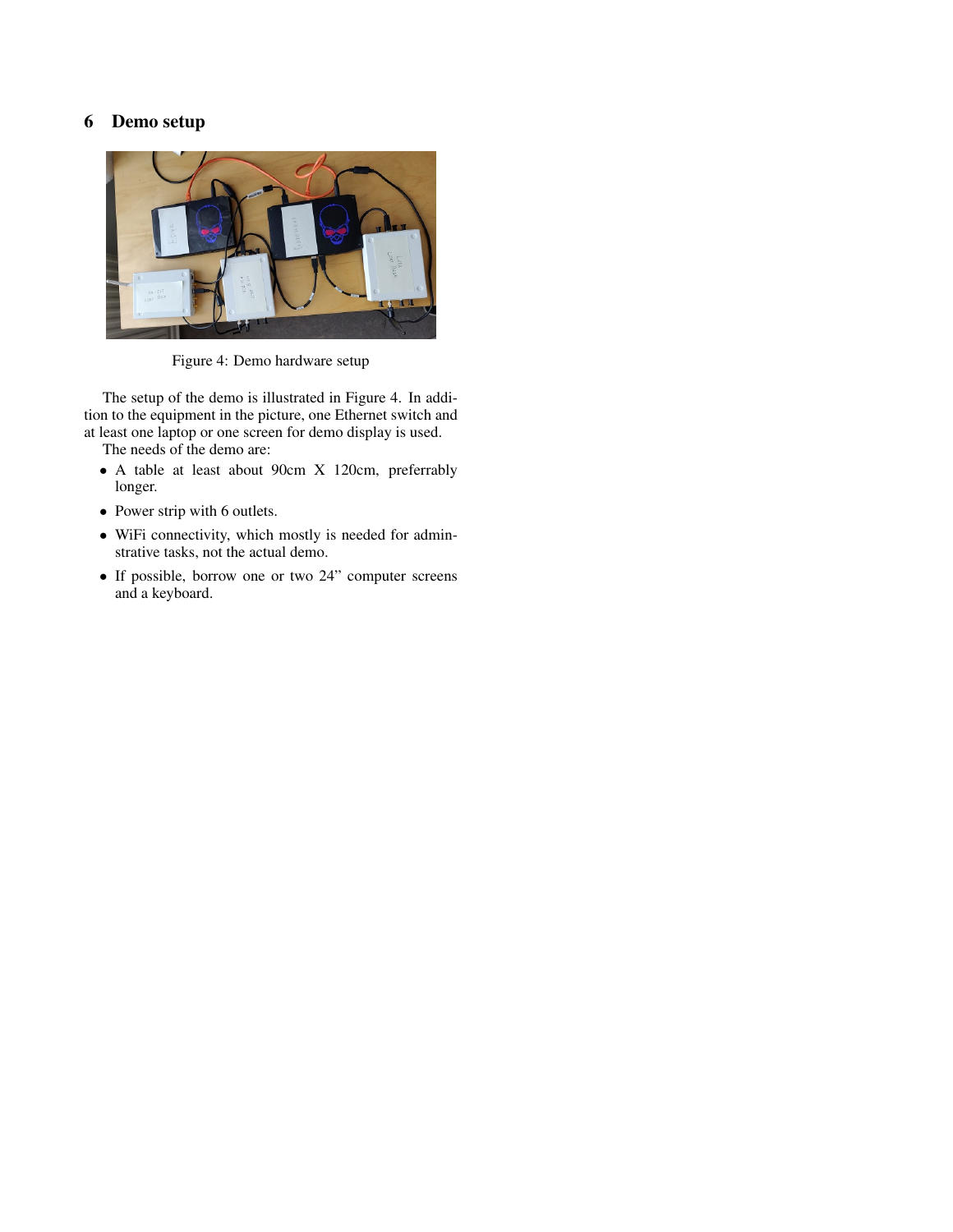## 6 Demo setup

Figure 4: Demo hardware setup

The setup of the demo is illustrated in Figure 4. In addition to the equipment in the picture, one Ethernet switch and at least one laptop or one screen for demo display is used.

The needs of the demo are:

- A table at least about 90cm X 120cm, preferrably longer.
- Power strip with 6 outlets.
- WiFi connectivity, which mostly is needed for adminstrative tasks, not the actual demo.
- If possible, borrow one or two 24" computer screens and a keyboard.